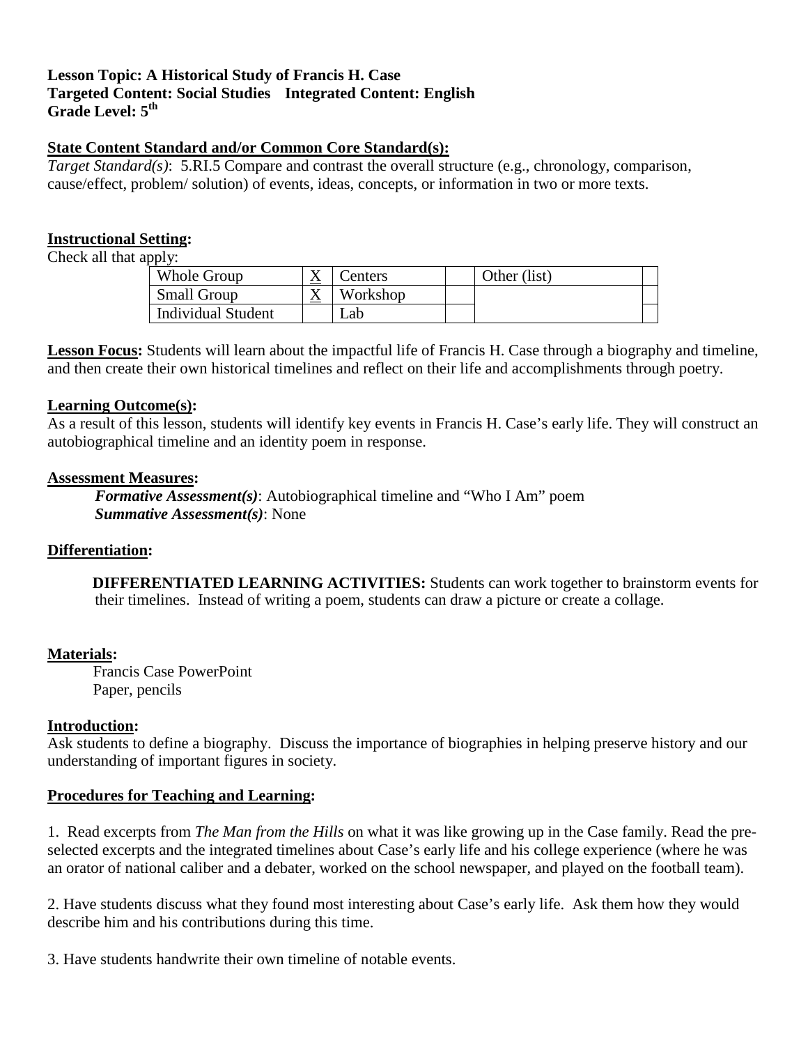**Lesson Topic: A Historical Study of Francis H. Case**
**Targeted Content: Social Studies   Integrated Content: English**
**Grade Level: 5th**

**State Content Standard and/or Common Core Standard(s):**

*Target Standard(s)*: 5.RI.5 Compare and contrast the overall structure (e.g., chronology, comparison, cause/effect, problem/ solution) of events, ideas, concepts, or information in two or more texts.

**Instructional Setting:**

Check all that apply:

| Whole Group | X | Centers | | Other (list) | |
|---|---|---|---|---|---|
| Small Group | X | Workshop | | | |
| Individual Student | | Lab | | | |

**Lesson Focus:** Students will learn about the impactful life of Francis H. Case through a biography and timeline, and then create their own historical timelines and reflect on their life and accomplishments through poetry.

**Learning Outcome(s):**

As a result of this lesson, students will identify key events in Francis H. Case's early life. They will construct an autobiographical timeline and an identity poem in response.

**Assessment Measures:**

***Formative Assessment(s)***: Autobiographical timeline and "Who I Am" poem
***Summative Assessment(s)***: None

**Differentiation:**

**DIFFERENTIATED LEARNING ACTIVITIES:** Students can work together to brainstorm events for their timelines. Instead of writing a poem, students can draw a picture or create a collage.

**Materials:**

Francis Case PowerPoint
Paper, pencils

**Introduction:**

Ask students to define a biography. Discuss the importance of biographies in helping preserve history and our understanding of important figures in society.

**Procedures for Teaching and Learning:**

1. Read excerpts from *The Man from the Hills* on what it was like growing up in the Case family. Read the pre-selected excerpts and the integrated timelines about Case's early life and his college experience (where he was an orator of national caliber and a debater, worked on the school newspaper, and played on the football team).

2. Have students discuss what they found most interesting about Case's early life. Ask them how they would describe him and his contributions during this time.

3. Have students handwrite their own timeline of notable events.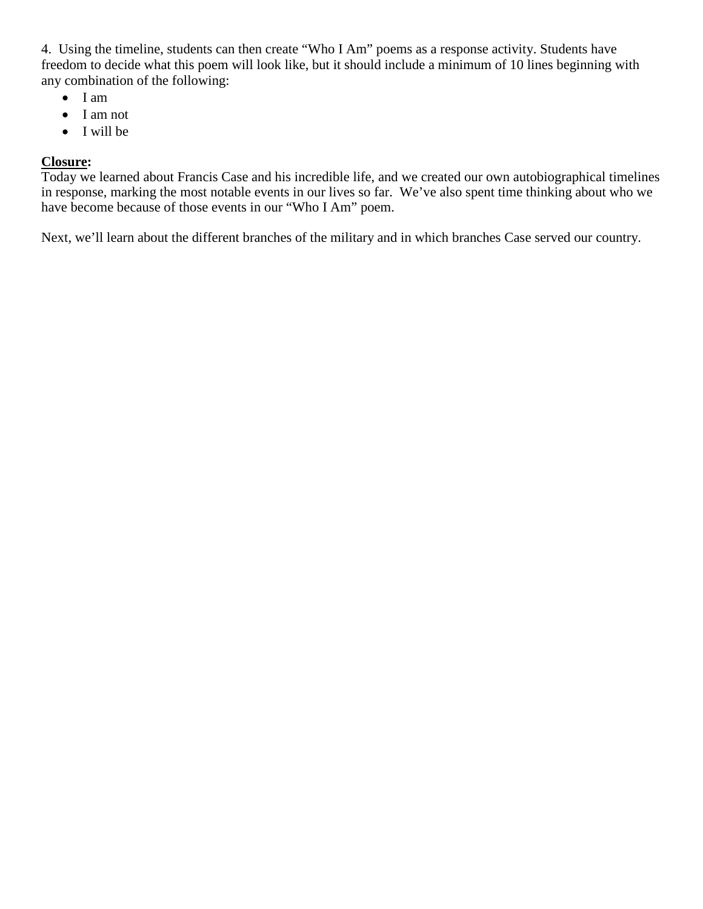4. Using the timeline, students can then create "Who I Am" poems as a response activity. Students have freedom to decide what this poem will look like, but it should include a minimum of 10 lines beginning with any combination of the following:

- I am
- I am not
- I will be

**Closure:**

Today we learned about Francis Case and his incredible life, and we created our own autobiographical timelines in response, marking the most notable events in our lives so far. We've also spent time thinking about who we have become because of those events in our "Who I Am" poem.

Next, we'll learn about the different branches of the military and in which branches Case served our country.